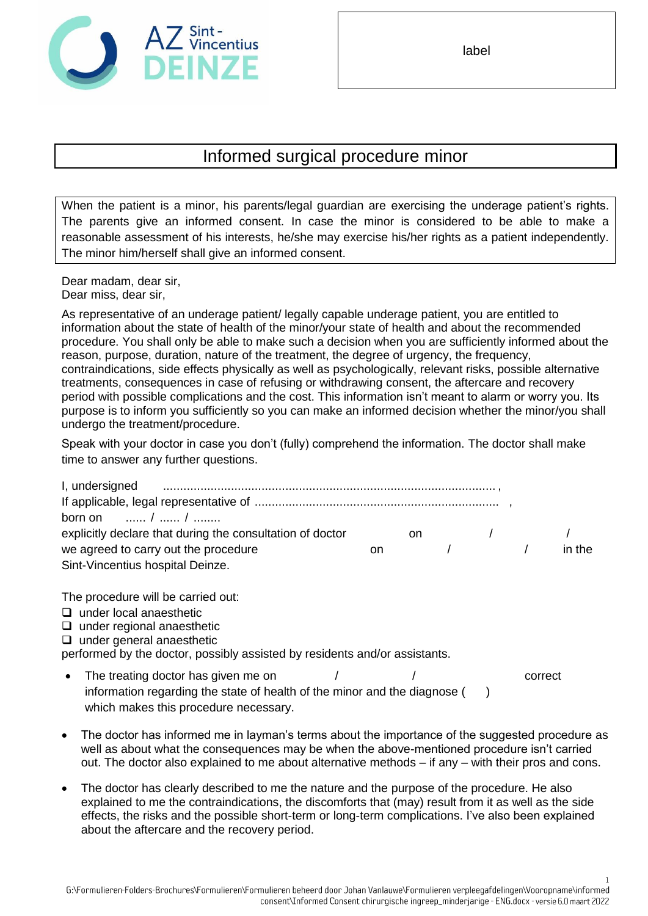AZ Sint-Vincentius DEINZE

label

# Informed surgical procedure minor

When the patient is a minor, his parents/legal guardian are exercising the underage patient's rights. The parents give an informed consent. In case the minor is considered to be able to make a reasonable assessment of his interests, he/she may exercise his/her rights as a patient independently. The minor him/herself shall give an informed consent.

Dear madam, dear sir,
Dear miss, dear sir,

As representative of an underage patient/ legally capable underage patient, you are entitled to information about the state of health of the minor/your state of health and about the recommended procedure. You shall only be able to make such a decision when you are sufficiently informed about the reason, purpose, duration, nature of the treatment, the degree of urgency, the frequency, contraindications, side effects physically as well as psychologically, relevant risks, possible alternative treatments, consequences in case of refusing or withdrawing consent, the aftercare and recovery period with possible complications and the cost. This information isn't meant to alarm or worry you. Its purpose is to inform you sufficiently so you can make an informed decision whether the minor/you shall undergo the treatment/procedure.

Speak with your doctor in case you don't (fully) comprehend the information. The doctor shall make time to answer any further questions.

I, undersigned .................................................................................................. ,
If applicable, legal representative of ........................................................................ ,
born on ...... / ...... / ........
explicitly declare that during the consultation of doctor on / /
we agreed to carry out the procedure on / / in the Sint-Vincentius hospital Deinze.

The procedure will be carried out:

- ❑ under local anaesthetic
- ❑ under regional anaesthetic
- ❑ under general anaesthetic

performed by the doctor, possibly assisted by residents and/or assistants.

- The treating doctor has given me on / / correct information regarding the state of health of the minor and the diagnose ( ) which makes this procedure necessary.
- The doctor has informed me in layman's terms about the importance of the suggested procedure as well as about what the consequences may be when the above-mentioned procedure isn't carried out. The doctor also explained to me about alternative methods – if any – with their pros and cons.
- The doctor has clearly described to me the nature and the purpose of the procedure. He also explained to me the contraindications, the discomforts that (may) result from it as well as the side effects, the risks and the possible short-term or long-term complications. I've also been explained about the aftercare and the recovery period.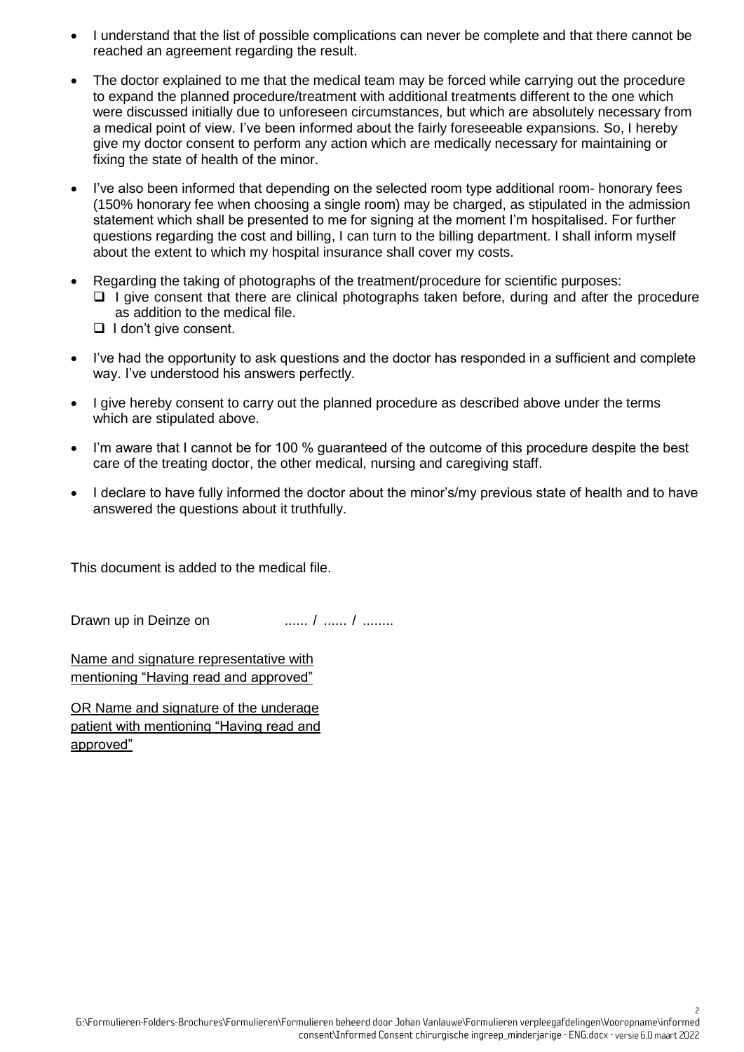- I understand that the list of possible complications can never be complete and that there cannot be reached an agreement regarding the result.

- The doctor explained to me that the medical team may be forced while carrying out the procedure to expand the planned procedure/treatment with additional treatments different to the one which were discussed initially due to unforeseen circumstances, but which are absolutely necessary from a medical point of view. I've been informed about the fairly foreseeable expansions. So, I hereby give my doctor consent to perform any action which are medically necessary for maintaining or fixing the state of health of the minor.

- I've also been informed that depending on the selected room type additional room- honorary fees (150% honorary fee when choosing a single room) may be charged, as stipulated in the admission statement which shall be presented to me for signing at the moment I'm hospitalised. For further questions regarding the cost and billing, I can turn to the billing department. I shall inform myself about the extent to which my hospital insurance shall cover my costs.

- Regarding the taking of photographs of the treatment/procedure for scientific purposes:
  - ❑ I give consent that there are clinical photographs taken before, during and after the procedure as addition to the medical file.
  - ❑ I don't give consent.

- I've had the opportunity to ask questions and the doctor has responded in a sufficient and complete way. I've understood his answers perfectly.

- I give hereby consent to carry out the planned procedure as described above under the terms which are stipulated above.

- I'm aware that I cannot be for 100 % guaranteed of the outcome of this procedure despite the best care of the treating doctor, the other medical, nursing and caregiving staff.

- I declare to have fully informed the doctor about the minor's/my previous state of health and to have answered the questions about it truthfully.

This document is added to the medical file.

Drawn up in Deinze on ...... / ...... / ........

Name and signature representative with mentioning "Having read and approved"

OR Name and signature of the underage patient with mentioning "Having read and approved"

G:\Formulieren-Folders-Brochures\Formulieren\Formulieren beheerd door Johan Vanlauwe\Formulieren verpleegafdelingen\Vooropname\informed consent\Informed Consent chirurgische ingreep_minderjarige - ENG.docx - versie 6.0 maart 2022